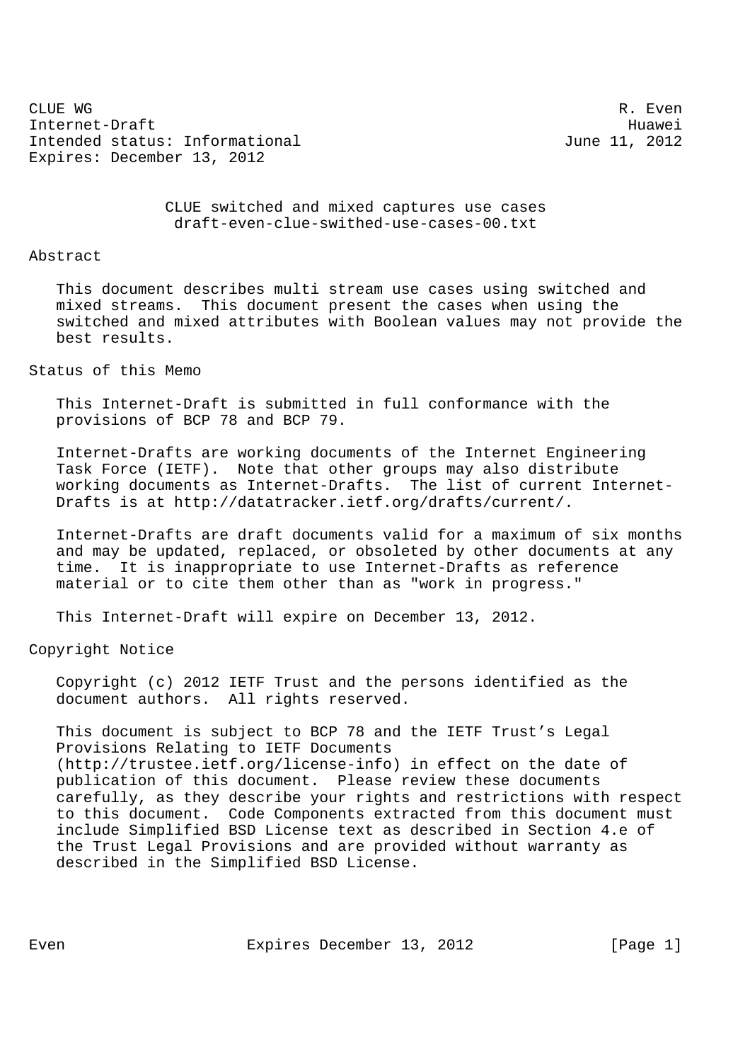CLUE WG R. Even
Internet-Draft Huawei
Intended status: Informational June 11, 2012
Expires: December 13, 2012

# CLUE switched and mixed captures use cases
draft-even-clue-swithed-use-cases-00.txt

## Abstract

This document describes multi stream use cases using switched and mixed streams. This document present the cases when using the switched and mixed attributes with Boolean values may not provide the best results.

## Status of this Memo

This Internet-Draft is submitted in full conformance with the provisions of BCP 78 and BCP 79.

Internet-Drafts are working documents of the Internet Engineering Task Force (IETF). Note that other groups may also distribute working documents as Internet-Drafts. The list of current Internet-Drafts is at http://datatracker.ietf.org/drafts/current/.

Internet-Drafts are draft documents valid for a maximum of six months and may be updated, replaced, or obsoleted by other documents at any time. It is inappropriate to use Internet-Drafts as reference material or to cite them other than as "work in progress."

This Internet-Draft will expire on December 13, 2012.

## Copyright Notice

Copyright (c) 2012 IETF Trust and the persons identified as the document authors. All rights reserved.

This document is subject to BCP 78 and the IETF Trust's Legal Provisions Relating to IETF Documents (http://trustee.ietf.org/license-info) in effect on the date of publication of this document. Please review these documents carefully, as they describe your rights and restrictions with respect to this document. Code Components extracted from this document must include Simplified BSD License text as described in Section 4.e of the Trust Legal Provisions and are provided without warranty as described in the Simplified BSD License.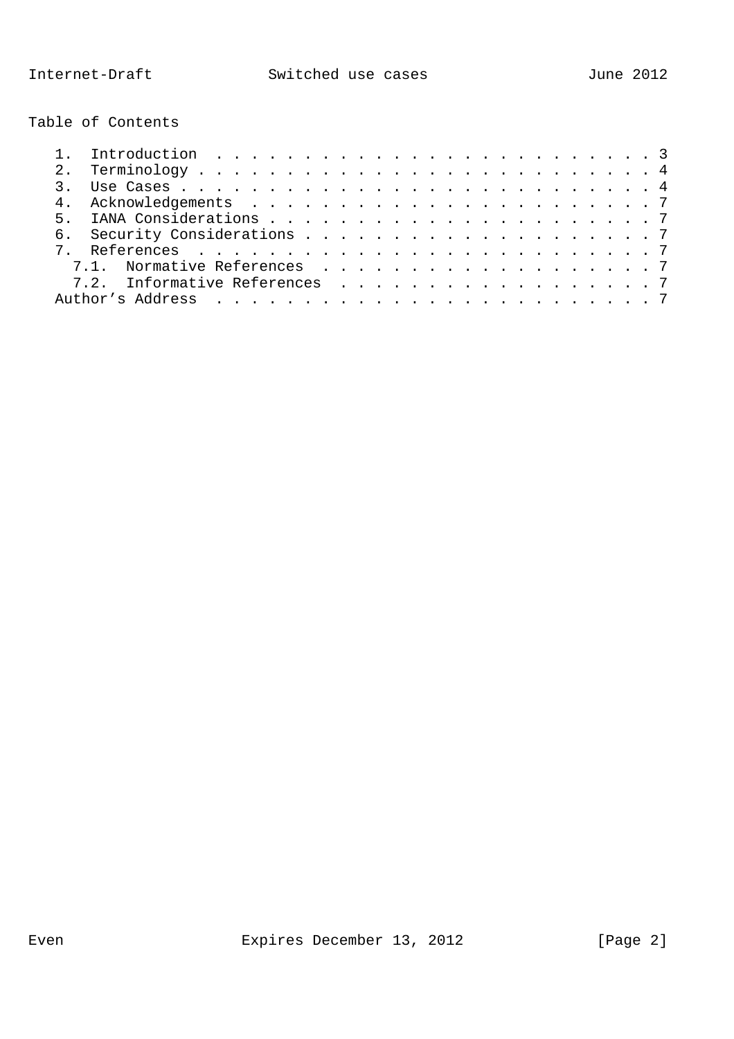Table of Contents

- 1. Introduction . . . . . . . . . . . . . . . . . . . . . . . . . 3
- 2. Terminology . . . . . . . . . . . . . . . . . . . . . . . . . 4
- 3. Use Cases . . . . . . . . . . . . . . . . . . . . . . . . . . 4
- 4. Acknowledgements . . . . . . . . . . . . . . . . . . . . . . . 7
- 5. IANA Considerations . . . . . . . . . . . . . . . . . . . . . 7
- 6. Security Considerations . . . . . . . . . . . . . . . . . . . 7
- 7. References . . . . . . . . . . . . . . . . . . . . . . . . . 7
  - 7.1. Normative References . . . . . . . . . . . . . . . . . . . 7
  - 7.2. Informative References . . . . . . . . . . . . . . . . . . 7
- Author's Address . . . . . . . . . . . . . . . . . . . . . . . . 7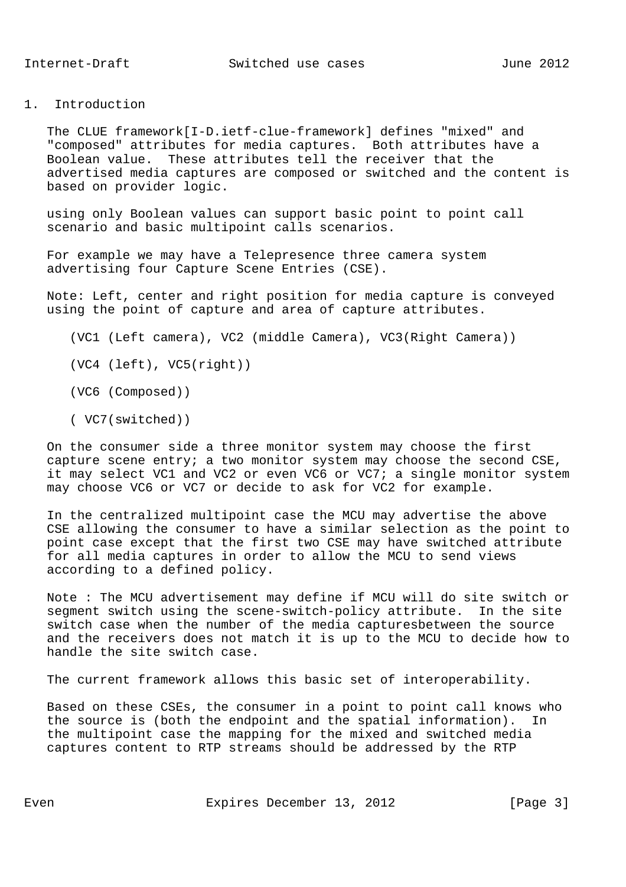## 1. Introduction

The CLUE framework[I-D.ietf-clue-framework] defines "mixed" and "composed" attributes for media captures. Both attributes have a Boolean value. These attributes tell the receiver that the advertised media captures are composed or switched and the content is based on provider logic.

using only Boolean values can support basic point to point call scenario and basic multipoint calls scenarios.

For example we may have a Telepresence three camera system advertising four Capture Scene Entries (CSE).

Note: Left, center and right position for media capture is conveyed using the point of capture and area of capture attributes.

```
(VC1 (Left camera), VC2 (middle Camera), VC3(Right Camera))

(VC4 (left), VC5(right))

(VC6 (Composed))

( VC7(switched))
```

On the consumer side a three monitor system may choose the first capture scene entry; a two monitor system may choose the second CSE, it may select VC1 and VC2 or even VC6 or VC7; a single monitor system may choose VC6 or VC7 or decide to ask for VC2 for example.

In the centralized multipoint case the MCU may advertise the above CSE allowing the consumer to have a similar selection as the point to point case except that the first two CSE may have switched attribute for all media captures in order to allow the MCU to send views according to a defined policy.

Note : The MCU advertisement may define if MCU will do site switch or segment switch using the scene-switch-policy attribute. In the site switch case when the number of the media capturesbetween the source and the receivers does not match it is up to the MCU to decide how to handle the site switch case.

The current framework allows this basic set of interoperability.

Based on these CSEs, the consumer in a point to point call knows who the source is (both the endpoint and the spatial information). In the multipoint case the mapping for the mixed and switched media captures content to RTP streams should be addressed by the RTP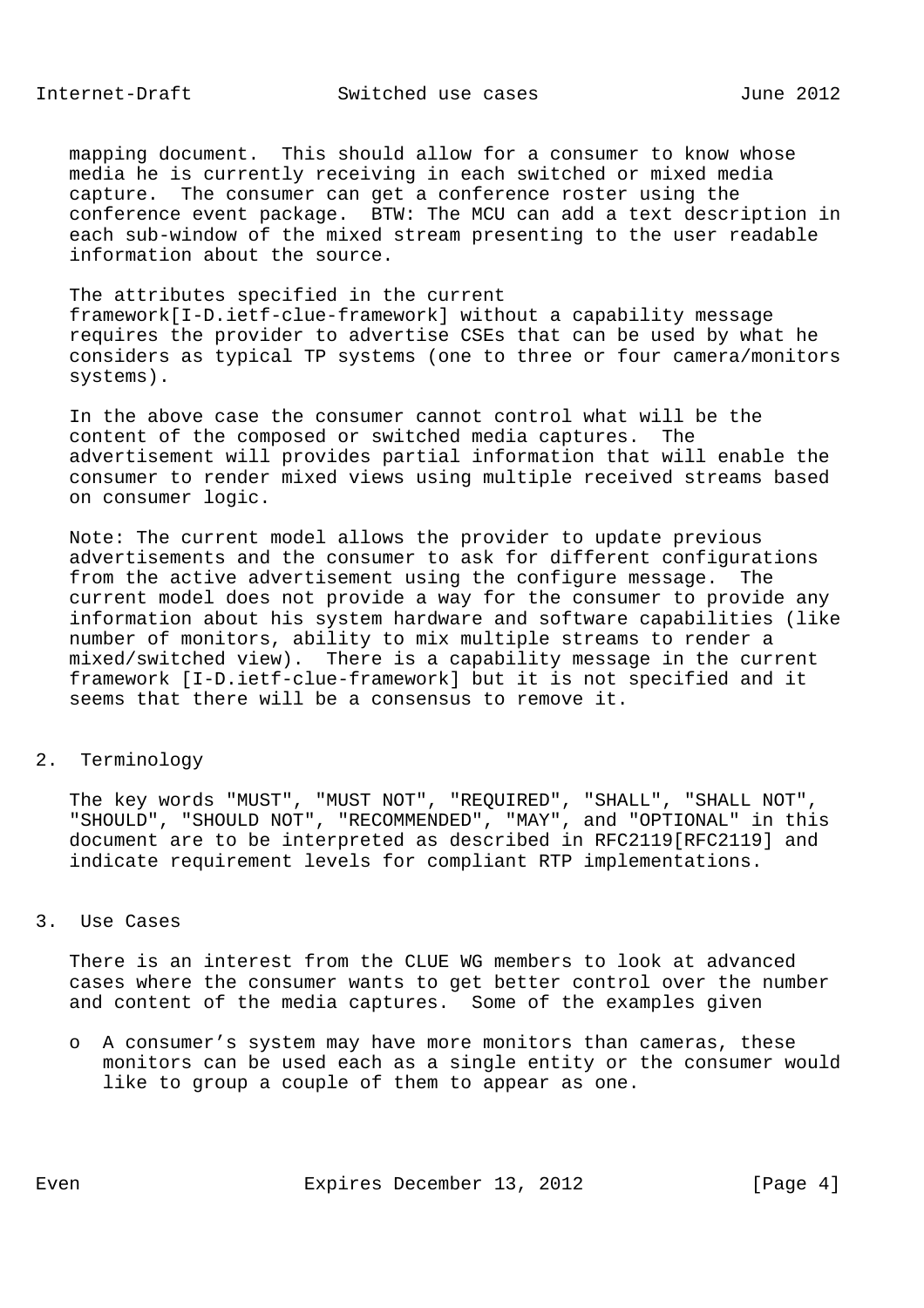mapping document. This should allow for a consumer to know whose media he is currently receiving in each switched or mixed media capture. The consumer can get a conference roster using the conference event package. BTW: The MCU can add a text description in each sub-window of the mixed stream presenting to the user readable information about the source.

The attributes specified in the current framework[I-D.ietf-clue-framework] without a capability message requires the provider to advertise CSEs that can be used by what he considers as typical TP systems (one to three or four camera/monitors systems).

In the above case the consumer cannot control what will be the content of the composed or switched media captures. The advertisement will provides partial information that will enable the consumer to render mixed views using multiple received streams based on consumer logic.

Note: The current model allows the provider to update previous advertisements and the consumer to ask for different configurations from the active advertisement using the configure message. The current model does not provide a way for the consumer to provide any information about his system hardware and software capabilities (like number of monitors, ability to mix multiple streams to render a mixed/switched view). There is a capability message in the current framework [I-D.ietf-clue-framework] but it is not specified and it seems that there will be a consensus to remove it.

## 2. Terminology

The key words "MUST", "MUST NOT", "REQUIRED", "SHALL", "SHALL NOT", "SHOULD", "SHOULD NOT", "RECOMMENDED", "MAY", and "OPTIONAL" in this document are to be interpreted as described in RFC2119[RFC2119] and indicate requirement levels for compliant RTP implementations.

## 3. Use Cases

There is an interest from the CLUE WG members to look at advanced cases where the consumer wants to get better control over the number and content of the media captures. Some of the examples given

- A consumer’s system may have more monitors than cameras, these monitors can be used each as a single entity or the consumer would like to group a couple of them to appear as one.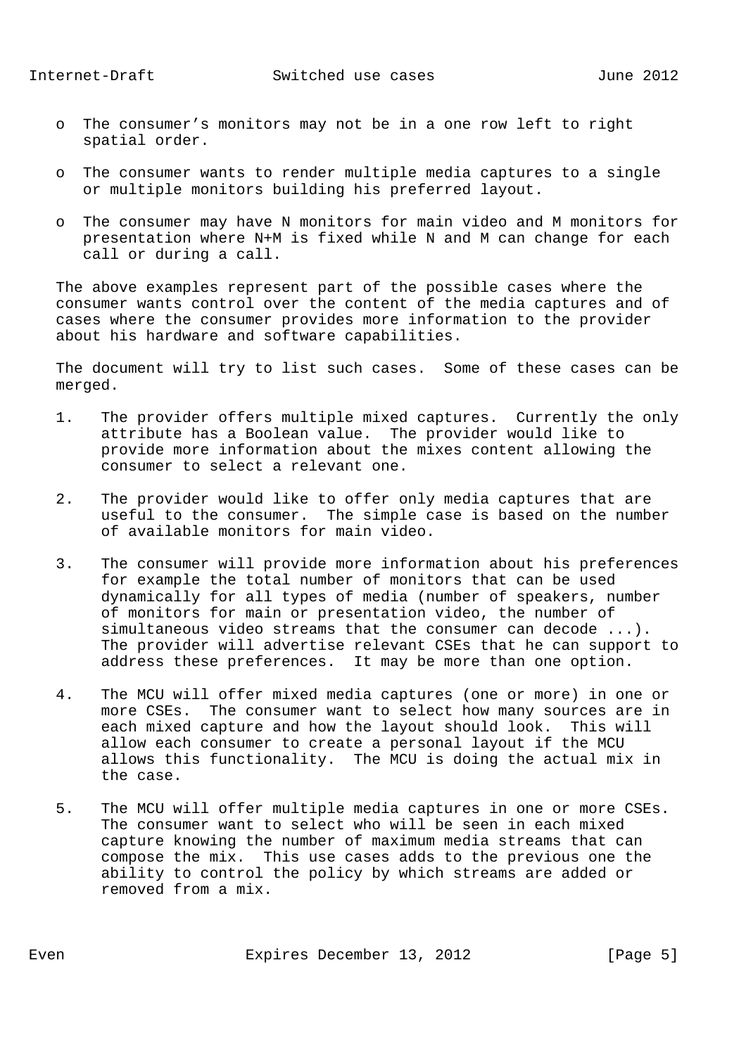- The consumer's monitors may not be in a one row left to right spatial order.

- The consumer wants to render multiple media captures to a single or multiple monitors building his preferred layout.

- The consumer may have N monitors for main video and M monitors for presentation where N+M is fixed while N and M can change for each call or during a call.

The above examples represent part of the possible cases where the consumer wants control over the content of the media captures and of cases where the consumer provides more information to the provider about his hardware and software capabilities.

The document will try to list such cases. Some of these cases can be merged.

1. The provider offers multiple mixed captures. Currently the only attribute has a Boolean value. The provider would like to provide more information about the mixes content allowing the consumer to select a relevant one.

2. The provider would like to offer only media captures that are useful to the consumer. The simple case is based on the number of available monitors for main video.

3. The consumer will provide more information about his preferences for example the total number of monitors that can be used dynamically for all types of media (number of speakers, number of monitors for main or presentation video, the number of simultaneous video streams that the consumer can decode ...). The provider will advertise relevant CSEs that he can support to address these preferences. It may be more than one option.

4. The MCU will offer mixed media captures (one or more) in one or more CSEs. The consumer want to select how many sources are in each mixed capture and how the layout should look. This will allow each consumer to create a personal layout if the MCU allows this functionality. The MCU is doing the actual mix in the case.

5. The MCU will offer multiple media captures in one or more CSEs. The consumer want to select who will be seen in each mixed capture knowing the number of maximum media streams that can compose the mix. This use cases adds to the previous one the ability to control the policy by which streams are added or removed from a mix.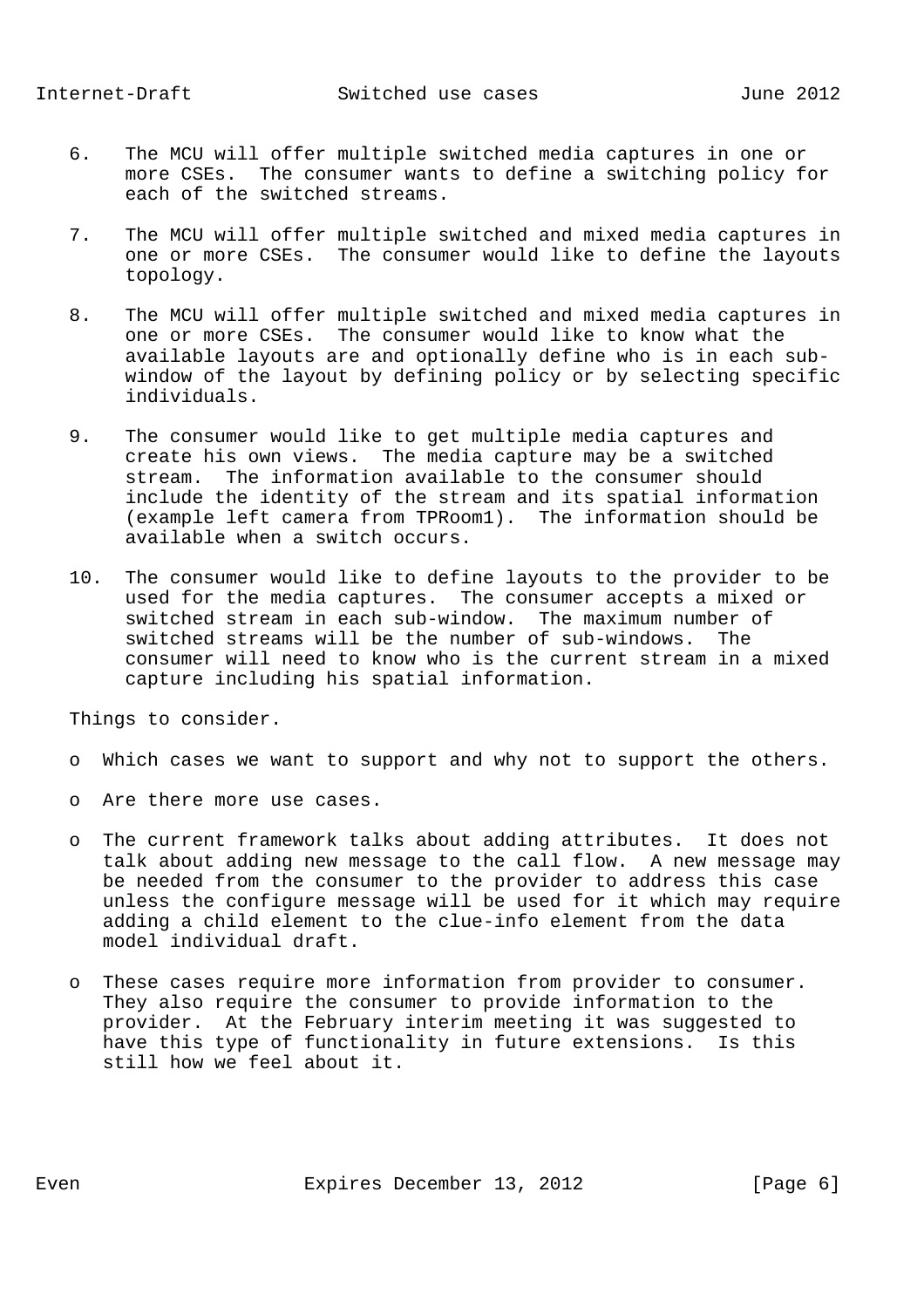6. The MCU will offer multiple switched media captures in one or more CSEs. The consumer wants to define a switching policy for each of the switched streams.

7. The MCU will offer multiple switched and mixed media captures in one or more CSEs. The consumer would like to define the layouts topology.

8. The MCU will offer multiple switched and mixed media captures in one or more CSEs. The consumer would like to know what the available layouts are and optionally define who is in each sub-window of the layout by defining policy or by selecting specific individuals.

9. The consumer would like to get multiple media captures and create his own views. The media capture may be a switched stream. The information available to the consumer should include the identity of the stream and its spatial information (example left camera from TPRoom1). The information should be available when a switch occurs.

10. The consumer would like to define layouts to the provider to be used for the media captures. The consumer accepts a mixed or switched stream in each sub-window. The maximum number of switched streams will be the number of sub-windows. The consumer will need to know who is the current stream in a mixed capture including his spatial information.

Things to consider.

- Which cases we want to support and why not to support the others.

- Are there more use cases.

- The current framework talks about adding attributes. It does not talk about adding new message to the call flow. A new message may be needed from the consumer to the provider to address this case unless the configure message will be used for it which may require adding a child element to the clue-info element from the data model individual draft.

- These cases require more information from provider to consumer. They also require the consumer to provide information to the provider. At the February interim meeting it was suggested to have this type of functionality in future extensions. Is this still how we feel about it.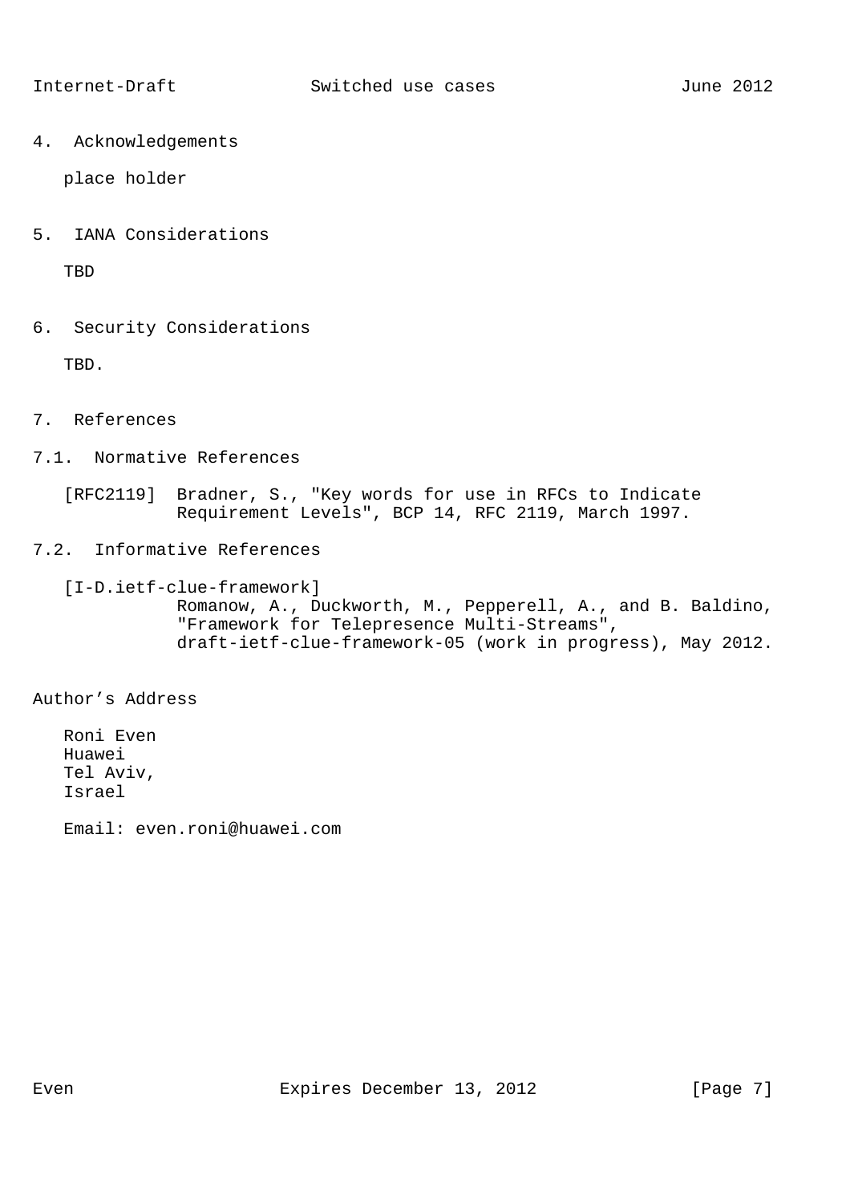## 4. Acknowledgements

place holder

## 5. IANA Considerations

TBD

## 6. Security Considerations

TBD.

## 7. References

### 7.1. Normative References

[RFC2119] Bradner, S., "Key words for use in RFCs to Indicate Requirement Levels", BCP 14, RFC 2119, March 1997.

### 7.2. Informative References

[I-D.ietf-clue-framework] Romanow, A., Duckworth, M., Pepperell, A., and B. Baldino, "Framework for Telepresence Multi-Streams", draft-ietf-clue-framework-05 (work in progress), May 2012.

## Author's Address

Roni Even
Huawei
Tel Aviv,
Israel

Email: even.roni@huawei.com